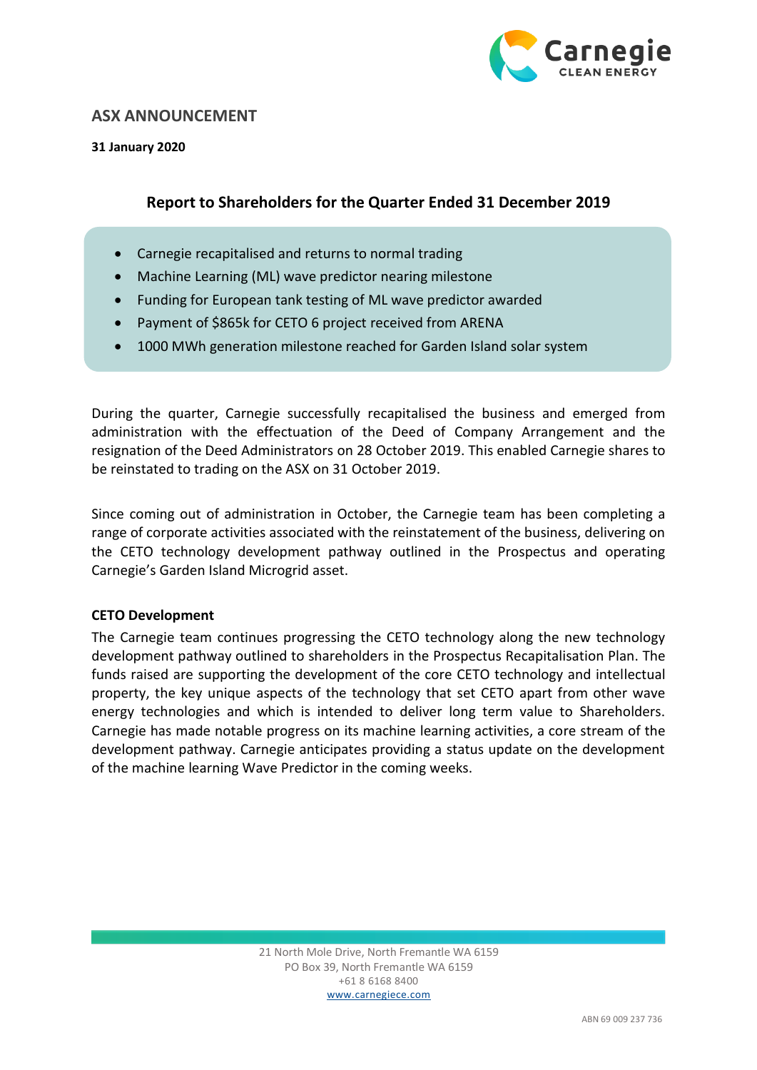## ASX ANNOUNCEMENT

**31 January 2020**

### Report to Shareholders for the Quarter Ended 31 December 2019

- Carnegie recapitalised and returns to normal trading
- Machine Learning (ML) wave predictor nearing milestone
- Funding for European tank testing of ML wave predictor awarded
- Payment of $865k for CETO 6 project received from ARENA
- 1000 MWh generation milestone reached for Garden Island solar system

During the quarter, Carnegie successfully recapitalised the business and emerged from administration with the effectuation of the Deed of Company Arrangement and the resignation of the Deed Administrators on 28 October 2019. This enabled Carnegie shares to be reinstated to trading on the ASX on 31 October 2019.

Since coming out of administration in October, the Carnegie team has been completing a range of corporate activities associated with the reinstatement of the business, delivering on the CETO technology development pathway outlined in the Prospectus and operating Carnegie's Garden Island Microgrid asset.

**CETO Development**

The Carnegie team continues progressing the CETO technology along the new technology development pathway outlined to shareholders in the Prospectus Recapitalisation Plan. The funds raised are supporting the development of the core CETO technology and intellectual property, the key unique aspects of the technology that set CETO apart from other wave energy technologies and which is intended to deliver long term value to Shareholders. Carnegie has made notable progress on its machine learning activities, a core stream of the development pathway. Carnegie anticipates providing a status update on the development of the machine learning Wave Predictor in the coming weeks.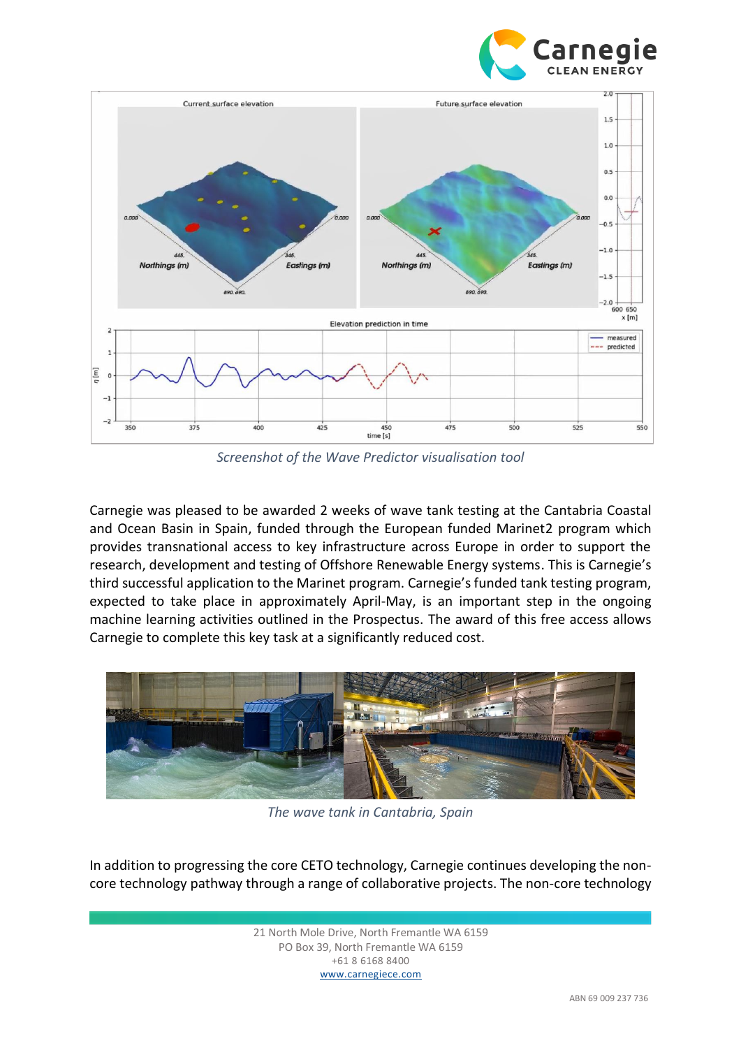*Screenshot of the Wave Predictor visualisation tool*

Carnegie was pleased to be awarded 2 weeks of wave tank testing at the Cantabria Coastal and Ocean Basin in Spain, funded through the European funded Marinet2 program which provides transnational access to key infrastructure across Europe in order to support the research, development and testing of Offshore Renewable Energy systems. This is Carnegie's third successful application to the Marinet program. Carnegie's funded tank testing program, expected to take place in approximately April-May, is an important step in the ongoing machine learning activities outlined in the Prospectus. The award of this free access allows Carnegie to complete this key task at a significantly reduced cost.

*The wave tank in Cantabria, Spain*

In addition to progressing the core CETO technology, Carnegie continues developing the non-core technology pathway through a range of collaborative projects. The non-core technology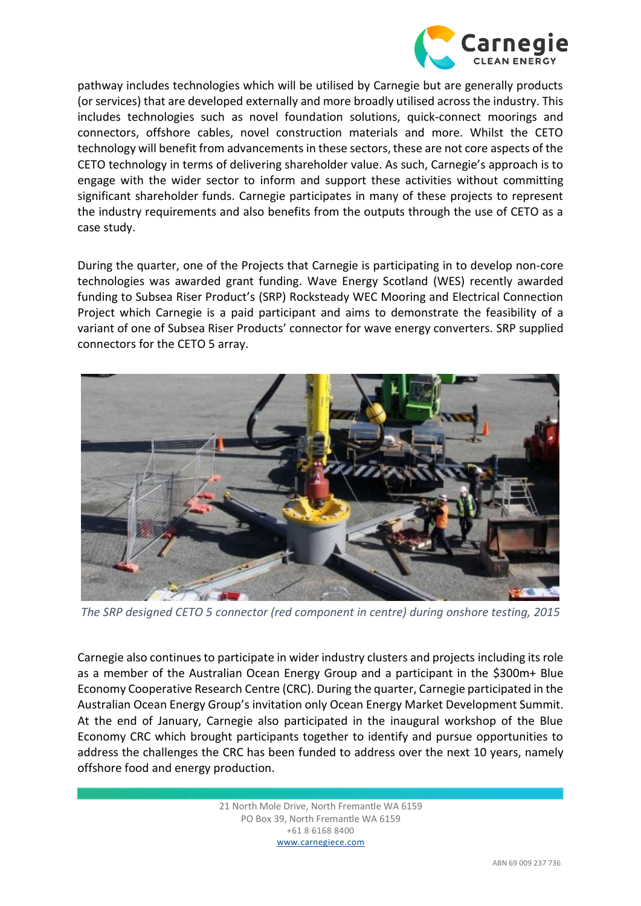pathway includes technologies which will be utilised by Carnegie but are generally products (or services) that are developed externally and more broadly utilised across the industry. This includes technologies such as novel foundation solutions, quick-connect moorings and connectors, offshore cables, novel construction materials and more. Whilst the CETO technology will benefit from advancements in these sectors, these are not core aspects of the CETO technology in terms of delivering shareholder value. As such, Carnegie's approach is to engage with the wider sector to inform and support these activities without committing significant shareholder funds. Carnegie participates in many of these projects to represent the industry requirements and also benefits from the outputs through the use of CETO as a case study.

During the quarter, one of the Projects that Carnegie is participating in to develop non-core technologies was awarded grant funding. Wave Energy Scotland (WES) recently awarded funding to Subsea Riser Product's (SRP) Rocksteady WEC Mooring and Electrical Connection Project which Carnegie is a paid participant and aims to demonstrate the feasibility of a variant of one of Subsea Riser Products' connector for wave energy converters. SRP supplied connectors for the CETO 5 array.

*The SRP designed CETO 5 connector (red component in centre) during onshore testing, 2015*

Carnegie also continues to participate in wider industry clusters and projects including its role as a member of the Australian Ocean Energy Group and a participant in the $300m+ Blue Economy Cooperative Research Centre (CRC). During the quarter, Carnegie participated in the Australian Ocean Energy Group's invitation only Ocean Energy Market Development Summit. At the end of January, Carnegie also participated in the inaugural workshop of the Blue Economy CRC which brought participants together to identify and pursue opportunities to address the challenges the CRC has been funded to address over the next 10 years, namely offshore food and energy production.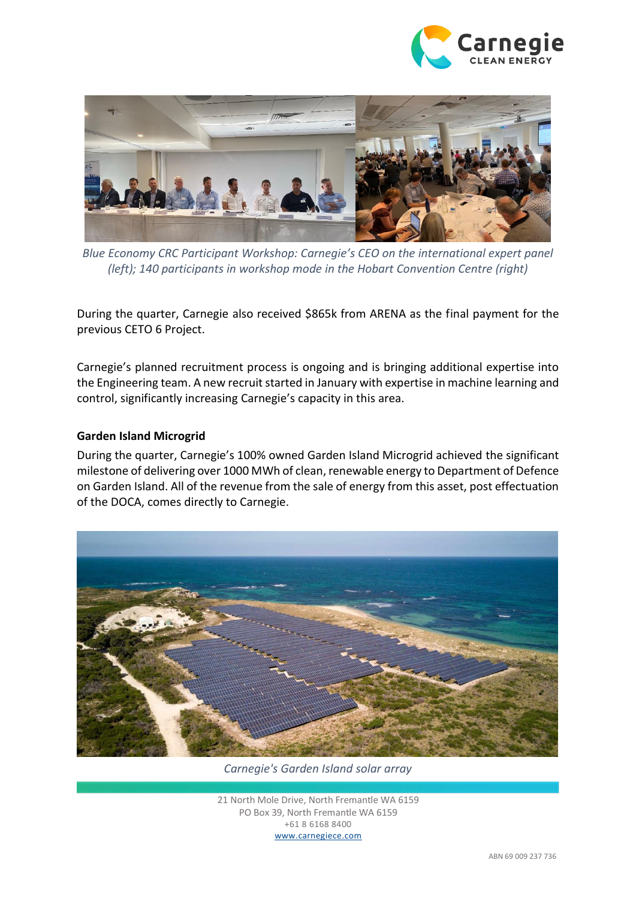*Blue Economy CRC Participant Workshop: Carnegie's CEO on the international expert panel (left); 140 participants in workshop mode in the Hobart Convention Centre (right)*

During the quarter, Carnegie also received $865k from ARENA as the final payment for the previous CETO 6 Project.

Carnegie's planned recruitment process is ongoing and is bringing additional expertise into the Engineering team. A new recruit started in January with expertise in machine learning and control, significantly increasing Carnegie's capacity in this area.

**Garden Island Microgrid**

During the quarter, Carnegie's 100% owned Garden Island Microgrid achieved the significant milestone of delivering over 1000 MWh of clean, renewable energy to Department of Defence on Garden Island. All of the revenue from the sale of energy from this asset, post effectuation of the DOCA, comes directly to Carnegie.

*Carnegie's Garden Island solar array*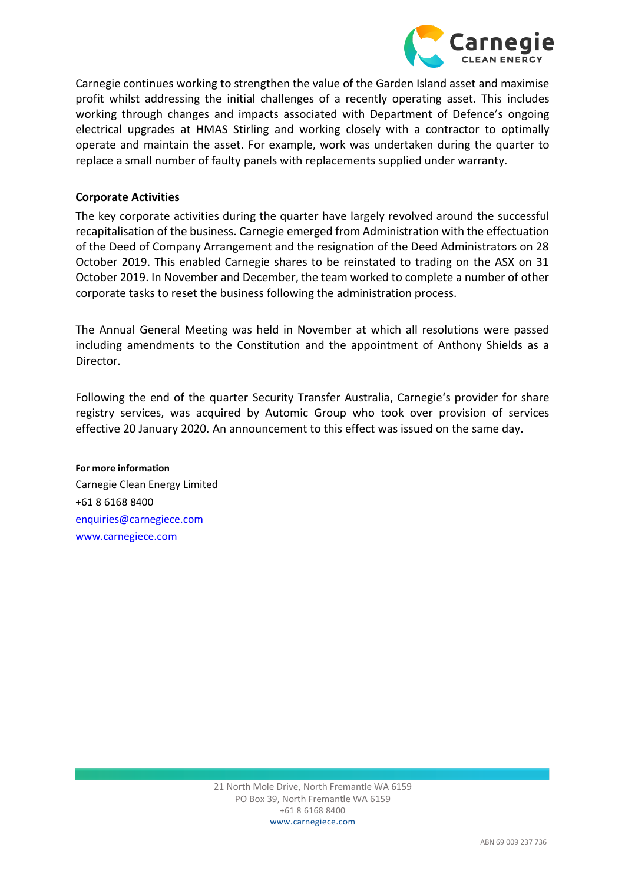Carnegie continues working to strengthen the value of the Garden Island asset and maximise profit whilst addressing the initial challenges of a recently operating asset. This includes working through changes and impacts associated with Department of Defence's ongoing electrical upgrades at HMAS Stirling and working closely with a contractor to optimally operate and maintain the asset. For example, work was undertaken during the quarter to replace a small number of faulty panels with replacements supplied under warranty.

**Corporate Activities**

The key corporate activities during the quarter have largely revolved around the successful recapitalisation of the business. Carnegie emerged from Administration with the effectuation of the Deed of Company Arrangement and the resignation of the Deed Administrators on 28 October 2019. This enabled Carnegie shares to be reinstated to trading on the ASX on 31 October 2019. In November and December, the team worked to complete a number of other corporate tasks to reset the business following the administration process.

The Annual General Meeting was held in November at which all resolutions were passed including amendments to the Constitution and the appointment of Anthony Shields as a Director.

Following the end of the quarter Security Transfer Australia, Carnegie's provider for share registry services, was acquired by Automic Group who took over provision of services effective 20 January 2020. An announcement to this effect was issued on the same day.

**For more information**

Carnegie Clean Energy Limited
+61 8 6168 8400
enquiries@carnegiece.com
www.carnegiece.com